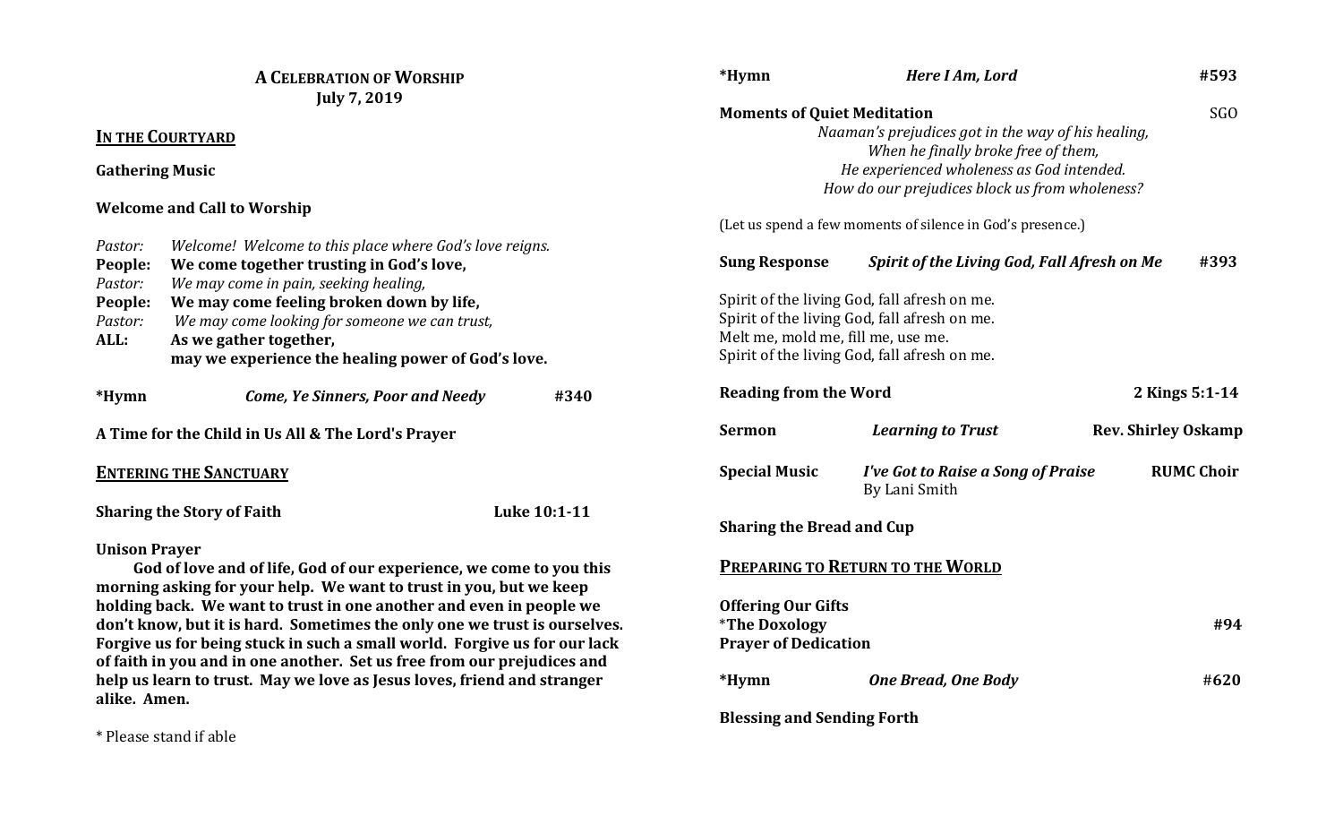**A CELEBRATION OF WORSHIP**
**July 7, 2019**

## IN THE COURTYARD

**Gathering Music**

**Welcome and Call to Worship**

*Pastor:* *Welcome! Welcome to this place where God's love reigns.*
**People: We come together trusting in God's love,**
*Pastor:* *We may come in pain, seeking healing,*
**People: We may come feeling broken down by life,**
*Pastor:* *We may come looking for someone we can trust,*
**ALL: As we gather together,**
**may we experience the healing power of God's love.**

**\*Hymn** ***Come, Ye Sinners, Poor and Needy*** **#340**

**A Time for the Child in Us All & The Lord's Prayer**

## ENTERING THE SANCTUARY

**Sharing the Story of Faith** **Luke 10:1-11**

**Unison Prayer**

**God of love and of life, God of our experience, we come to you this morning asking for your help. We want to trust in you, but we keep holding back. We want to trust in one another and even in people we don't know, but it is hard. Sometimes the only one we trust is ourselves. Forgive us for being stuck in such a small world. Forgive us for our lack of faith in you and in one another. Set us free from our prejudices and help us learn to trust. May we love as Jesus loves, friend and stranger alike. Amen.**

\* Please stand if able

**\*Hymn** ***Here I Am, Lord*** **#593**

**Moments of Quiet Meditation** SGO

*Naaman's prejudices got in the way of his healing,*
*When he finally broke free of them,*
*He experienced wholeness as God intended.*
*How do our prejudices block us from wholeness?*

(Let us spend a few moments of silence in God's presence.)

**Sung Response** ***Spirit of the Living God, Fall Afresh on Me*** **#393**

Spirit of the living God, fall afresh on me.
Spirit of the living God, fall afresh on me.
Melt me, mold me, fill me, use me.
Spirit of the living God, fall afresh on me.

**Reading from the Word** **2 Kings 5:1-14**

**Sermon** ***Learning to Trust*** **Rev. Shirley Oskamp**

**Special Music** ***I've Got to Raise a Song of Praise*** **RUMC Choir**
By Lani Smith

**Sharing the Bread and Cup**

## PREPARING TO RETURN TO THE WORLD

**Offering Our Gifts**
**\*The Doxology** **#94**
**Prayer of Dedication**

**\*Hymn** ***One Bread, One Body*** #620

**Blessing and Sending Forth**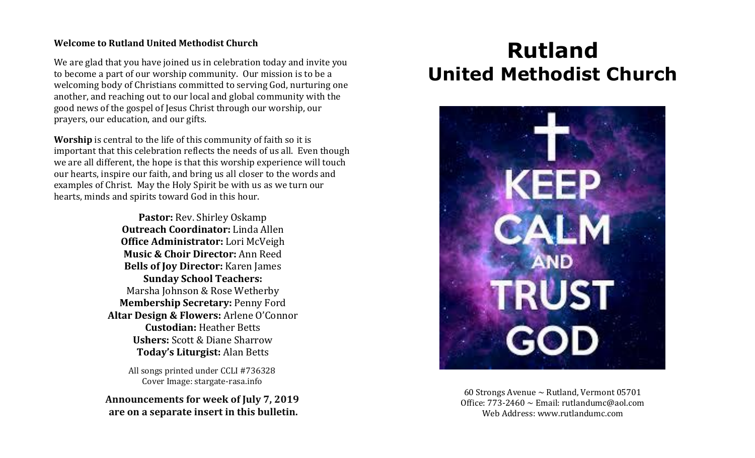**Welcome to Rutland United Methodist Church**

We are glad that you have joined us in celebration today and invite you to become a part of our worship community. Our mission is to be a welcoming body of Christians committed to serving God, nurturing one another, and reaching out to our local and global community with the good news of the gospel of Jesus Christ through our worship, our prayers, our education, and our gifts.

**Worship** is central to the life of this community of faith so it is important that this celebration reflects the needs of us all. Even though we are all different, the hope is that this worship experience will touch our hearts, inspire our faith, and bring us all closer to the words and examples of Christ. May the Holy Spirit be with us as we turn our hearts, minds and spirits toward God in this hour.

**Pastor:** Rev. Shirley Oskamp
**Outreach Coordinator:** Linda Allen
**Office Administrator:** Lori McVeigh
**Music & Choir Director:** Ann Reed
**Bells of Joy Director:** Karen James
**Sunday School Teachers:**
Marsha Johnson & Rose Wetherby
**Membership Secretary:** Penny Ford
**Altar Design & Flowers:** Arlene O'Connor
**Custodian:** Heather Betts
**Ushers:** Scott & Diane Sharrow
**Today's Liturgist:** Alan Betts

All songs printed under CCLI #736328
Cover Image: stargate-rasa.info

**Announcements for week of July 7, 2019 are on a separate insert in this bulletin.**

# Rutland
# United Methodist Church

KEEP CALM AND TRUST GOD

60 Strongs Avenue ~ Rutland, Vermont 05701
Office: 773-2460 ~ Email: rutlandumc@aol.com
Web Address: www.rutlandumc.com